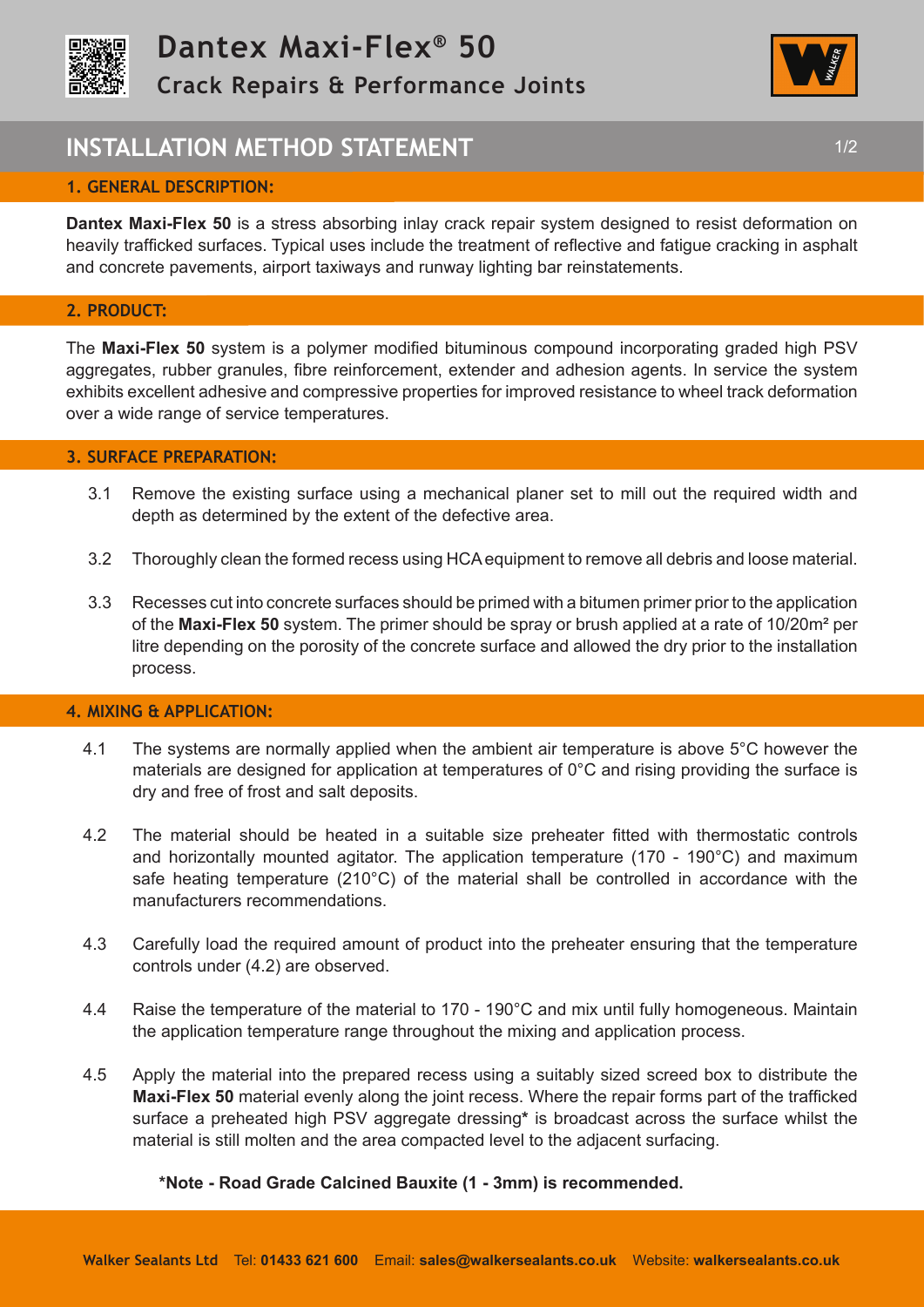# Dantex Maxi-Flex® 50

## Crack Repairs & Performance Joints

## INSTALLATION METHOD STATEMENT

### 1. GENERAL DESCRIPTION:

**Dantex Maxi-Flex 50** is a stress absorbing inlay crack repair system designed to resist deformation on heavily trafficked surfaces. Typical uses include the treatment of reflective and fatigue cracking in asphalt and concrete pavements, airport taxiways and runway lighting bar reinstatements.

### 2. PRODUCT:

The **Maxi-Flex 50** system is a polymer modified bituminous compound incorporating graded high PSV aggregates, rubber granules, fibre reinforcement, extender and adhesion agents. In service the system exhibits excellent adhesive and compressive properties for improved resistance to wheel track deformation over a wide range of service temperatures.

### 3. SURFACE PREPARATION:

3.1 Remove the existing surface using a mechanical planer set to mill out the required width and depth as determined by the extent of the defective area.

3.2 Thoroughly clean the formed recess using HCA equipment to remove all debris and loose material.

3.3 Recesses cut into concrete surfaces should be primed with a bitumen primer prior to the application of the **Maxi-Flex 50** system. The primer should be spray or brush applied at a rate of 10/20m² per litre depending on the porosity of the concrete surface and allowed the dry prior to the installation process.

### 4. MIXING & APPLICATION:

4.1 The systems are normally applied when the ambient air temperature is above 5°C however the materials are designed for application at temperatures of 0°C and rising providing the surface is dry and free of frost and salt deposits.

4.2 The material should be heated in a suitable size preheater fitted with thermostatic controls and horizontally mounted agitator. The application temperature (170 - 190°C) and maximum safe heating temperature (210°C) of the material shall be controlled in accordance with the manufacturers recommendations.

4.3 Carefully load the required amount of product into the preheater ensuring that the temperature controls under (4.2) are observed.

4.4 Raise the temperature of the material to 170 - 190°C and mix until fully homogeneous. Maintain the application temperature range throughout the mixing and application process.

4.5 Apply the material into the prepared recess using a suitably sized screed box to distribute the **Maxi-Flex 50** material evenly along the joint recess. Where the repair forms part of the trafficked surface a preheated high PSV aggregate dressing* is broadcast across the surface whilst the material is still molten and the area compacted level to the adjacent surfacing.

**\*Note - Road Grade Calcined Bauxite (1 - 3mm) is recommended.**

Walker Sealants Ltd Tel: **01433 621 600** Email: **sales@walkersealants.co.uk** Website: **walkersealants.co.uk**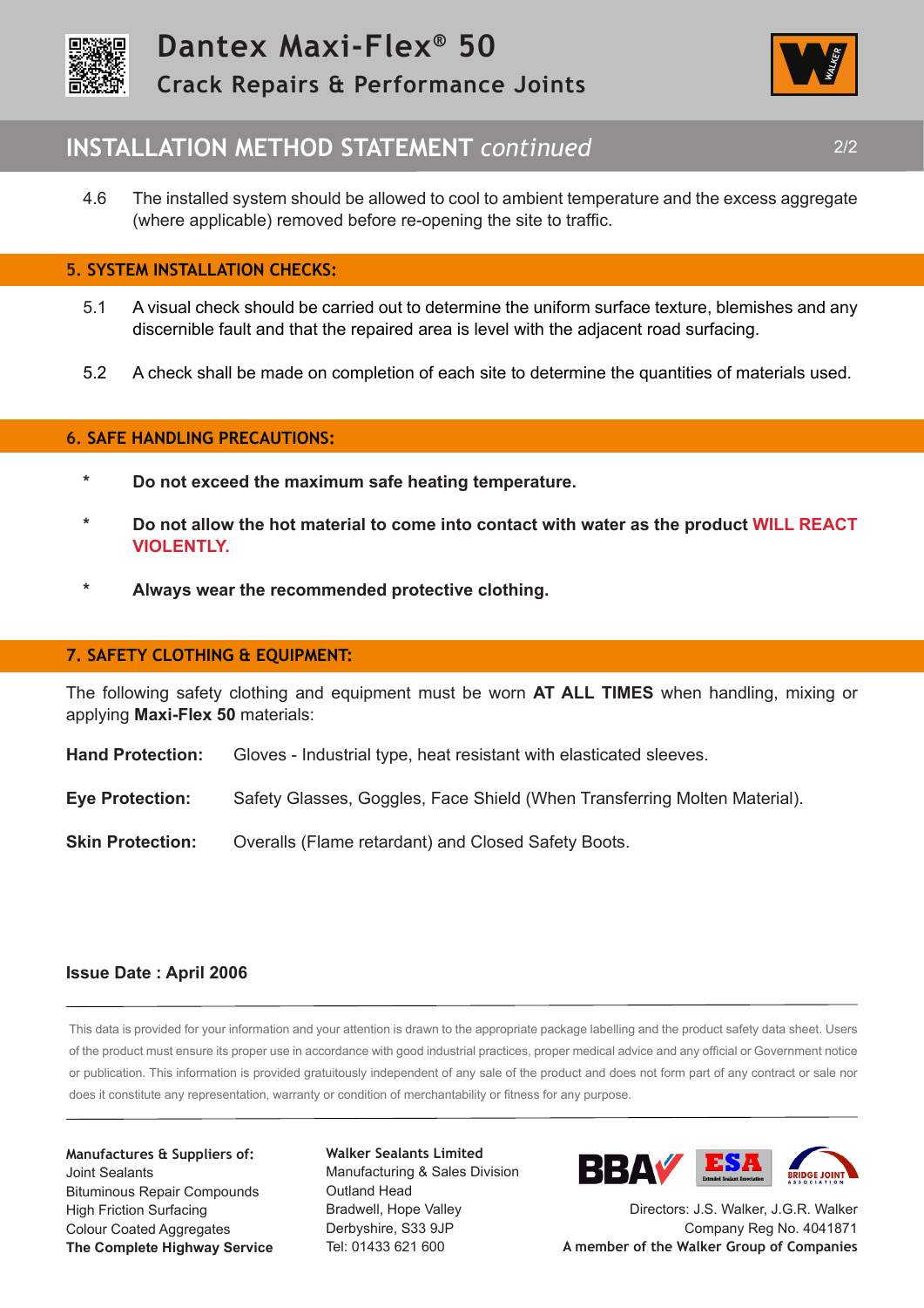# Dantex Maxi-Flex® 50

## Crack Repairs & Performance Joints

## INSTALLATION METHOD STATEMENT *continued*

4.6 The installed system should be allowed to cool to ambient temperature and the excess aggregate (where applicable) removed before re-opening the site to traffic.

## 5. SYSTEM INSTALLATION CHECKS:

5.1 A visual check should be carried out to determine the uniform surface texture, blemishes and any discernible fault and that the repaired area is level with the adjacent road surfacing.

5.2 A check shall be made on completion of each site to determine the quantities of materials used.

## 6. SAFE HANDLING PRECAUTIONS:

* **Do not exceed the maximum safe heating temperature.**
* **Do not allow the hot material to come into contact with water as the product WILL REACT VIOLENTLY.**
* **Always wear the recommended protective clothing.**

## 7. SAFETY CLOTHING & EQUIPMENT:

The following safety clothing and equipment must be worn **AT ALL TIMES** when handling, mixing or applying **Maxi-Flex 50** materials:

**Hand Protection:** Gloves - Industrial type, heat resistant with elasticated sleeves.

**Eye Protection:** Safety Glasses, Goggles, Face Shield (When Transferring Molten Material).

**Skin Protection:** Overalls (Flame retardant) and Closed Safety Boots.

**Issue Date : April 2006**

---

This data is provided for your information and your attention is drawn to the appropriate package labelling and the product safety data sheet. Users of the product must ensure its proper use in accordance with good industrial practices, proper medical advice and any official or Government notice or publication. This information is provided gratuitously independent of any sale of the product and does not form part of any contract or sale nor does it constitute any representation, warranty or condition of merchantability or fitness for any purpose.

---

**Manufactures & Suppliers of:**
Joint Sealants
Bituminous Repair Compounds
High Friction Surfacing
Colour Coated Aggregates
**The Complete Highway Service**

**Walker Sealants Limited**
Manufacturing & Sales Division
Outland Head
Bradwell, Hope Valley
Derbyshire, S33 9JP
Tel: 01433 621 600

Directors: J.S. Walker, J.G.R. Walker
Company Reg No. 4041871
**A member of the Walker Group of Companies**